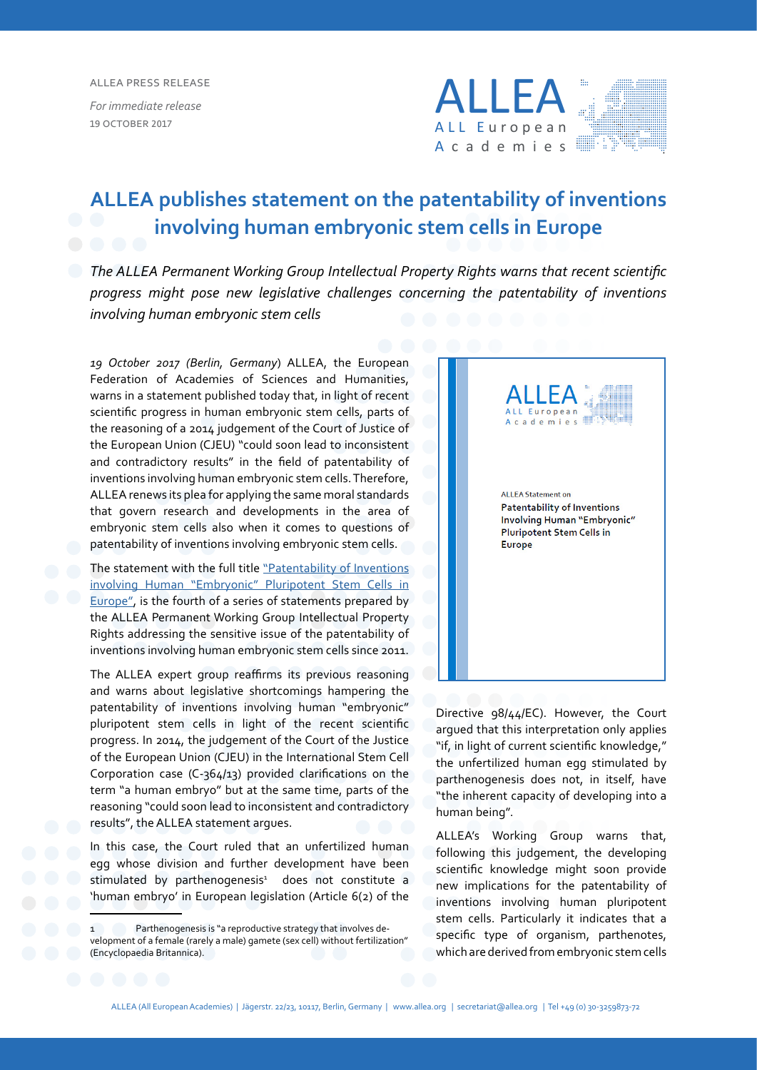ALLEA PRESS RELEASE

*For immediate release*
19 OCTOBER 2017

# ALLEA publishes statement on the patentability of inventions involving human embryonic stem cells in Europe

*The ALLEA Permanent Working Group Intellectual Property Rights warns that recent scientific progress might pose new legislative challenges concerning the patentability of inventions involving human embryonic stem cells*

*19 October 2017 (Berlin, Germany*) ALLEA, the European Federation of Academies of Sciences and Humanities, warns in a statement published today that, in light of recent scientific progress in human embryonic stem cells, parts of the reasoning of a 2014 judgement of the Court of Justice of the European Union (CJEU) "could soon lead to inconsistent and contradictory results" in the field of patentability of inventions involving human embryonic stem cells. Therefore, ALLEA renews its plea for applying the same moral standards that govern research and developments in the area of embryonic stem cells also when it comes to questions of patentability of inventions involving embryonic stem cells.

The statement with the full title "Patentability of Inventions involving Human "Embryonic" Pluripotent Stem Cells in Europe", is the fourth of a series of statements prepared by the ALLEA Permanent Working Group Intellectual Property Rights addressing the sensitive issue of the patentability of inventions involving human embryonic stem cells since 2011.

The ALLEA expert group reaffirms its previous reasoning and warns about legislative shortcomings hampering the patentability of inventions involving human "embryonic" pluripotent stem cells in light of the recent scientific progress. In 2014, the judgement of the Court of the Justice of the European Union (CJEU) in the International Stem Cell Corporation case (C-364/13) provided clarifications on the term "a human embryo" but at the same time, parts of the reasoning "could soon lead to inconsistent and contradictory results", the ALLEA statement argues.

In this case, the Court ruled that an unfertilized human egg whose division and further development have been stimulated by parthenogenesis[1] does not constitute a 'human embryo' in European legislation (Article 6(2) of the Directive 98/44/EC). However, the Court argued that this interpretation only applies "if, in light of current scientific knowledge," the unfertilized human egg stimulated by parthenogenesis does not, in itself, have "the inherent capacity of developing into a human being".

ALLEA's Working Group warns that, following this judgement, the developing scientific knowledge might soon provide new implications for the patentability of inventions involving human pluripotent stem cells. Particularly it indicates that a specific type of organism, parthenotes, which are derived from embryonic stem cells

ALLEA Statement on
**Patentability of Inventions Involving Human "Embryonic" Pluripotent Stem Cells in Europe**

[1] Parthenogenesis is "a reproductive strategy that involves development of a female (rarely a male) gamete (sex cell) without fertilization" (Encyclopaedia Britannica).

ALLEA (All European Academies) | Jägerstr. 22/23, 10117, Berlin, Germany | www.allea.org | secretariat@allea.org | Tel +49 (0) 30-3259873-72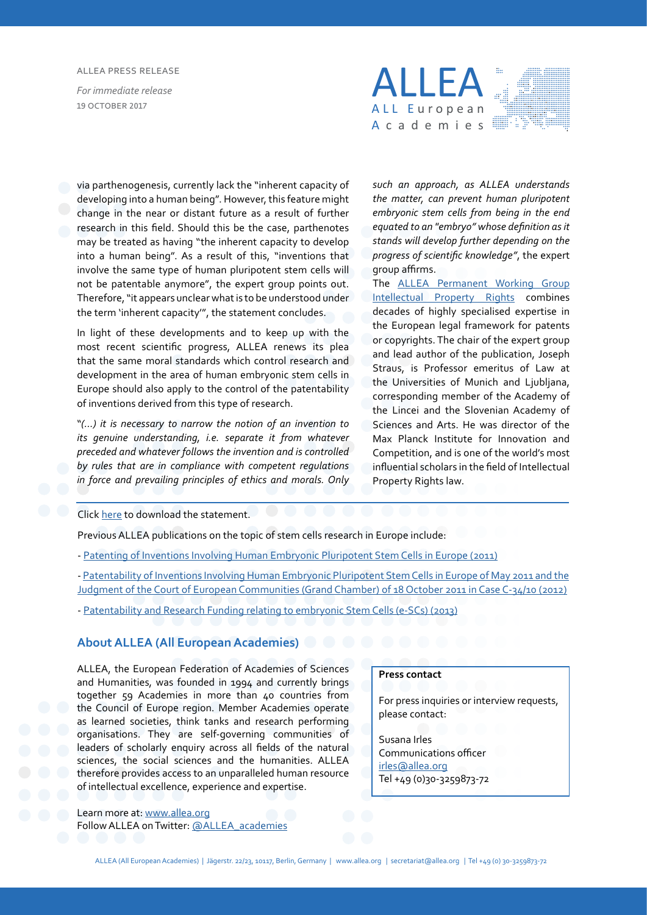via parthenogenesis, currently lack the "inherent capacity of developing into a human being". However, this feature might change in the near or distant future as a result of further research in this field. Should this be the case, parthenotes may be treated as having "the inherent capacity to develop into a human being". As a result of this, "inventions that involve the same type of human pluripotent stem cells will not be patentable anymore", the expert group points out. Therefore, "it appears unclear what is to be understood under the term 'inherent capacity'", the statement concludes.

In light of these developments and to keep up with the most recent scientific progress, ALLEA renews its plea that the same moral standards which control research and development in the area of human embryonic stem cells in Europe should also apply to the control of the patentability of inventions derived from this type of research.

"*(...) it is necessary to narrow the notion of an invention to its genuine understanding, i.e. separate it from whatever preceded and whatever follows the invention and is controlled by rules that are in compliance with competent regulations in force and prevailing principles of ethics and morals. Only such an approach, as ALLEA understands the matter, can prevent human pluripotent embryonic stem cells from being in the end equated to an "embryo" whose definition as it stands will develop further depending on the progress of scientific knowledge"*, the expert group affirms.

The [ALLEA Permanent Working Group Intellectual Property Rights] combines decades of highly specialised expertise in the European legal framework for patents or copyrights. The chair of the expert group and lead author of the publication, Joseph Straus, is Professor emeritus of Law at the Universities of Munich and Ljubljana, corresponding member of the Academy of the Lincei and the Slovenian Academy of Sciences and Arts. He was director of the Max Planck Institute for Innovation and Competition, and is one of the world's most influential scholars in the field of Intellectual Property Rights law.

Click [here] to download the statement.

Previous ALLEA publications on the topic of stem cells research in Europe include:

- [Patenting of Inventions Involving Human Embryonic Pluripotent Stem Cells in Europe (2011)]
- [Patentability of Inventions Involving Human Embryonic Pluripotent Stem Cells in Europe of May 2011 and the Judgment of the Court of European Communities (Grand Chamber) of 18 October 2011 in Case C-34/10 (2012)]
- [Patentability and Research Funding relating to embryonic Stem Cells (e-SCs) (2013)]

## About ALLEA (All European Academies)

ALLEA, the European Federation of Academies of Sciences and Humanities, was founded in 1994 and currently brings together 59 Academies in more than 40 countries from the Council of Europe region. Member Academies operate as learned societies, think tanks and research performing organisations. They are self-governing communities of leaders of scholarly enquiry across all fields of the natural sciences, the social sciences and the humanities. ALLEA therefore provides access to an unparalleled human resource of intellectual excellence, experience and expertise.

Learn more at: www.allea.org
Follow ALLEA on Twitter: @ALLEA_academies

**Press contact**

For press inquiries or interview requests, please contact:

Susana Irles
Communications officer
irles@allea.org
Tel +49 (0)30-3259873-72